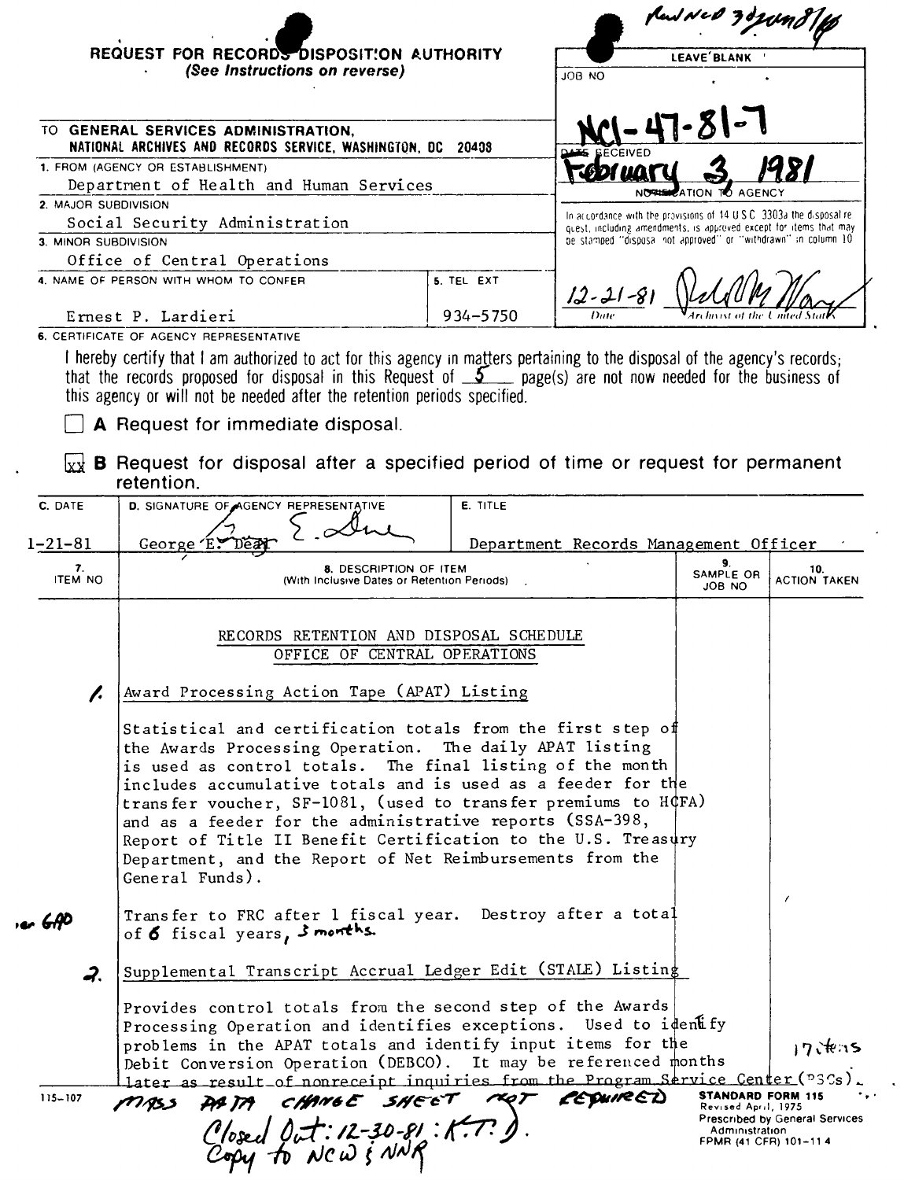Recd NCD 30 Jun 81

# REQUEST FOR RECORDS DISPOSITION AUTHORITY

*(See Instructions on reverse)*

| LEAVE BLANK |
|---|
| JOB NO: NC1-47-81-7 |
| DATE RECEIVED: February 3, 1981 |
| NOTIFICATION TO AGENCY |
| In accordance with the provisions of 44 U.S.C. 3303a the disposal request, including amendments, is approved except for items that may be stamped "disposal not approved" or "withdrawn" in column 10 |
| 12-21-81 — Date — Archivist of the United States |

TO GENERAL SERVICES ADMINISTRATION, NATIONAL ARCHIVES AND RECORDS SERVICE, WASHINGTON, DC 20408

1. FROM (AGENCY OR ESTABLISHMENT): Department of Health and Human Services
2. MAJOR SUBDIVISION: Social Security Administration
3. MINOR SUBDIVISION: Office of Central Operations
4. NAME OF PERSON WITH WHOM TO CONFER: Ernest P. Lardieri
5. TEL EXT: 934-5750

6. CERTIFICATE OF AGENCY REPRESENTATIVE

I hereby certify that I am authorized to act for this agency in matters pertaining to the disposal of the agency's records; that the records proposed for disposal in this Request of 5 page(s) are not now needed for the business of this agency or will not be needed after the retention periods specified.

- [ ] A Request for immediate disposal.
- [x] B Request for disposal after a specified period of time or request for permanent retention.

| C. DATE | D. SIGNATURE OF AGENCY REPRESENTATIVE | E. TITLE |
|---|---|---|
| 1-21-81 | George E. Deal | Department Records Management Officer |

| 7. ITEM NO | 8. DESCRIPTION OF ITEM (With Inclusive Dates or Retention Periods) | 9. SAMPLE OR JOB NO | 10. ACTION TAKEN |
|---|---|---|---|

RECORDS RETENTION AND DISPOSAL SCHEDULE
OFFICE OF CENTRAL OPERATIONS

**1.** Award Processing Action Tape (APAT) Listing

Statistical and certification totals from the first step of the Awards Processing Operation. The daily APAT listing is used as control totals. The final listing of the month includes accumulative totals and is used as a feeder for the transfer voucher, SF-1081, (used to transfer premiums to HCFA) and as a feeder for the administrative reports (SSA-398, Report of Title II Benefit Certification to the U.S. Treasury Department, and the Report of Net Reimbursements from the General Funds).

per GAO — Transfer to FRC after 1 fiscal year. Destroy after a total of 6 fiscal years, 3 months.

**2.** Supplemental Transcript Accrual Ledger Edit (STALE) Listing

Provides control totals from the second step of the Awards Processing Operation and identifies exceptions. Used to identify problems in the APAT totals and identify input items for the Debit Conversion Operation (DEBCO). It may be referenced months later as result of nonreceipt inquiries from the Program Service Center (PSCs).

17 items

MASS DATA CHANGE SHEET NOT REQUIRED

Closed Out: 12-30-81 : K.T.D.
Copy to NCW & NNR

115-107

STANDARD FORM 115
Revised April, 1975
Prescribed by General Services Administration
FPMR (41 CFR) 101-11.4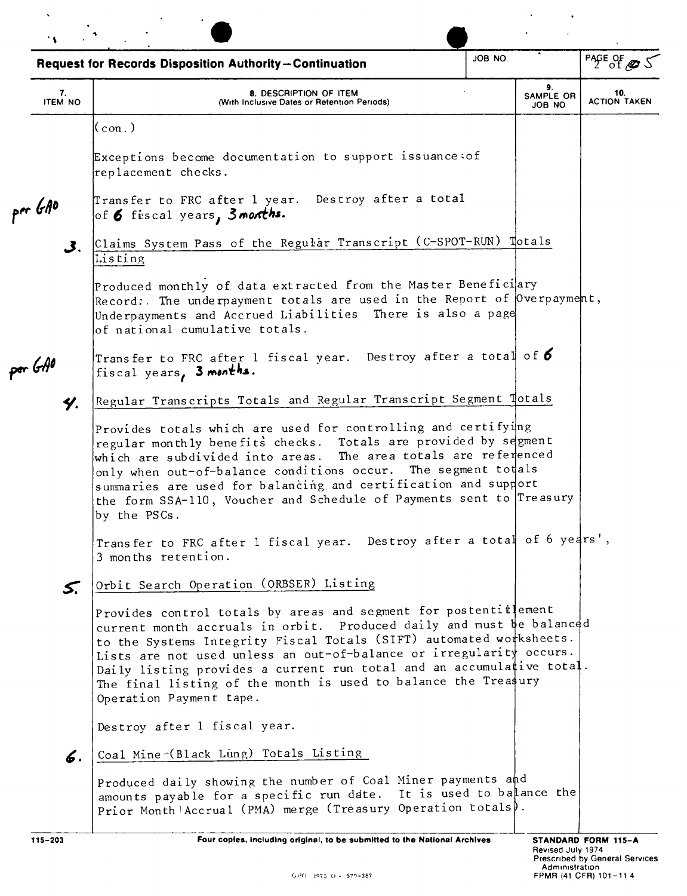## Request for Records Disposition Authority—Continuation

JOB NO.

PAGE 2 OF 5

| 7. ITEM NO | 8. DESCRIPTION OF ITEM (With Inclusive Dates or Retention Periods) | 9. SAMPLE OR JOB NO | 10. ACTION TAKEN |
|---|---|---|---|
| | (con.) | | |
| | Exceptions become documentation to support issuance of replacement checks. | | |
| per GAO | Transfer to FRC after 1 year. Destroy after a total of 6 fiscal years, 3 months. | | |
| 3. | Claims System Pass of the Regular Transcript (C-SPOT-RUN) Totals Listing | | |
| | Produced monthly of data extracted from the Master Beneficiary Record. The underpayment totals are used in the Report of Overpayment, Underpayments and Accrued Liabilities There is also a page of national cumulative totals. | | |
| per GAO | Transfer to FRC after 1 fiscal year. Destroy after a total of 6 fiscal years, 3 months. | | |
| 4. | Regular Transcripts Totals and Regular Transcript Segment Totals | | |
| | Provides totals which are used for controlling and certifying regular monthly benefits checks. Totals are provided by segment which are subdivided into areas. The area totals are referenced only when out-of-balance conditions occur. The segment totals summaries are used for balancing and certification and support the form SSA-110, Voucher and Schedule of Payments sent to Treasury by the PSCs. | | |
| | Transfer to FRC after 1 fiscal year. Destroy after a total of 6 years', 3 months retention. | | |
| 5. | Orbit Search Operation (ORBSER) Listing | | |
| | Provides control totals by areas and segment for postentitlement current month accruals in orbit. Produced daily and must be balanced to the Systems Integrity Fiscal Totals (SIFT) automated worksheets. Lists are not used unless an out-of-balance or irregularity occurs. Daily listing provides a current run total and an accumulative total. The final listing of the month is used to balance the Treasury Operation Payment tape. | | |
| | Destroy after 1 fiscal year. | | |
| 6. | Coal Mine (Black Lung) Totals Listing | | |
| | Produced daily showing the number of Coal Miner payments and amounts payable for a specific run date. It is used to balance the Prior Month Accrual (PMA) merge (Treasury Operation totals). | | |

115-203 Four copies, including original, to be submitted to the National Archives

STANDARD FORM 115-A
Revised July 1974
Prescribed by General Services Administration
FPMR (41 CFR) 101-11.4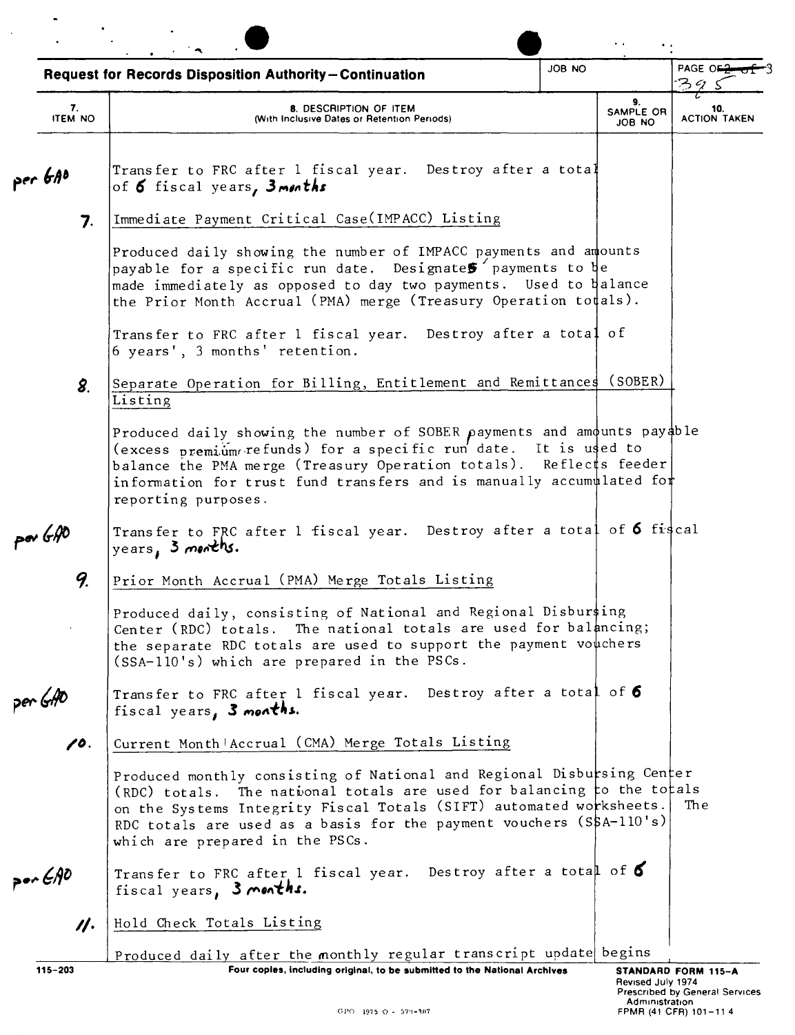## Request for Records Disposition Authority—Continuation

| JOB NO | PAGE ~~2 of~~ 3 of 5 |
|---|---|
| | |

| 7. ITEM NO | 8. DESCRIPTION OF ITEM (With Inclusive Dates or Retention Periods) | 9. SAMPLE OR JOB NO | 10. ACTION TAKEN |
|---|---|---|---|
| per GAO | Transfer to FRC after 1 fiscal year. Destroy after a total of **6** fiscal years, **3 months** | | |
| 7. | Immediate Payment Critical Case(IMPACC) Listing<br><br>Produced daily showing the number of IMPACC payments and amounts payable for a specific run date. Designates payments to be made immediately as opposed to day two payments. Used to balance the Prior Month Accrual (PMA) merge (Treasury Operation totals).<br><br>Transfer to FRC after 1 fiscal year. Destroy after a total of 6 years', 3 months' retention. | | |
| 8. | Separate Operation for Billing, Entitlement and Remittances (SOBER) Listing<br><br>Produced daily showing the number of SOBER payments and amounts payable (excess premium refunds) for a specific run date. It is used to balance the PMA merge (Treasury Operation totals). Reflects feeder information for trust fund transfers and is manually accumulated for reporting purposes. | | |
| per GAO | Transfer to FRC after 1 fiscal year. Destroy after a total of **6** fiscal years, **3 months.** | | |
| 9. | Prior Month Accrual (PMA) Merge Totals Listing<br><br>Produced daily, consisting of National and Regional Disbursing Center (RDC) totals. The national totals are used for balancing; the separate RDC totals are used to support the payment vouchers (SSA-110's) which are prepared in the PSCs. | | |
| per GAO | Transfer to FRC after 1 fiscal year. Destroy after a total of **6** fiscal years, **3 months.** | | |
| 10. | Current Month Accrual (CMA) Merge Totals Listing<br><br>Produced monthly consisting of National and Regional Disbursing Center (RDC) totals. The national totals are used for balancing to the totals on the Systems Integrity Fiscal Totals (SIFT) automated worksheets. The RDC totals are used as a basis for the payment vouchers (SSA-110's) which are prepared in the PSCs. | | |
| per GAO | Transfer to FRC after 1 fiscal year. Destroy after a total of **6** fiscal years, **3 months.** | | |
| 11. | Hold Check Totals Listing<br><br>Produced daily after the monthly regular transcript update begins | | |

115-203

Four copies, including original, to be submitted to the National Archives

STANDARD FORM 115-A
Revised July 1974
Prescribed by General Services Administration
FPMR (41 CFR) 101-11.4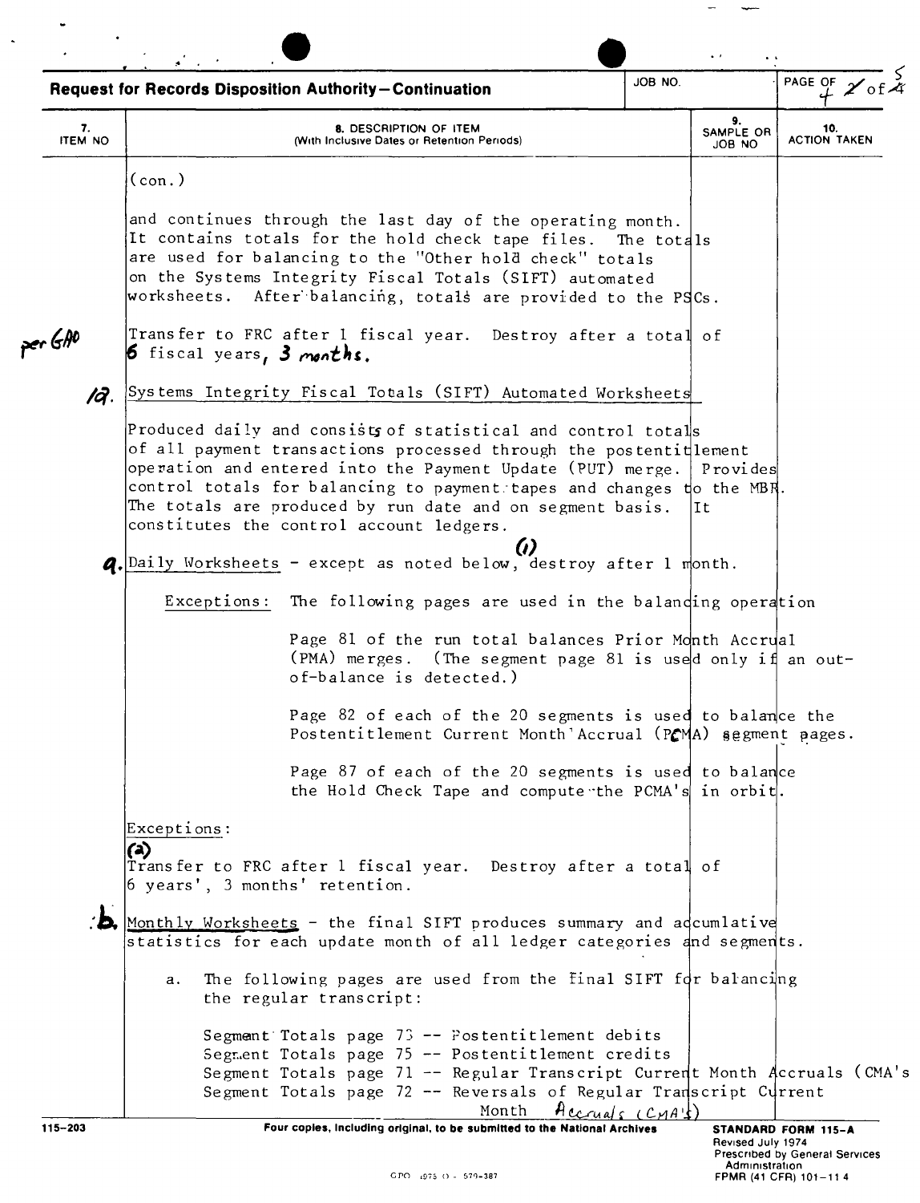**Request for Records Disposition Authority—Continuation**

| 7. ITEM NO | 8. DESCRIPTION OF ITEM (With Inclusive Dates or Retention Periods) | 9. SAMPLE OR JOB NO | 10. ACTION TAKEN |
|---|---|---|---|

(con.)

and continues through the last day of the operating month. It contains totals for the hold check tape files. The totals are used for balancing to the "Other hold check" totals on the Systems Integrity Fiscal Totals (SIFT) automated worksheets. After balancing, totals are provided to the PSCs.

per GAO — Transfer to FRC after 1 fiscal year. Destroy after a total of 6 fiscal years, 3 months.

**12.** Systems Integrity Fiscal Totals (SIFT) Automated Worksheets

Produced daily and consists of statistical and control totals of all payment transactions processed through the postentitlement operation and entered into the Payment Update (PUT) merge. Provides control totals for balancing to payment tapes and changes to the MBR. The totals are produced by run date and on segment basis. It constitutes the control account ledgers.

**a.** Daily Worksheets - (1) except as noted below, destroy after 1 month.

Exceptions: The following pages are used in the balancing operation

Page 81 of the run total balances Prior Month Accrual (PMA) merges. (The segment page 81 is used only if an out-of-balance is detected.)

Page 82 of each of the 20 segments is used to balance the Postentitlement Current Month Accrual (PCMA) segment pages.

Page 87 of each of the 20 segments is used to balance the Hold Check Tape and compute the PCMA's in orbit.

Exceptions:
(2) Transfer to FRC after 1 fiscal year. Destroy after a total of 6 years', 3 months' retention.

**b.** Monthly Worksheets - the final SIFT produces summary and accumlative statistics for each update month of all ledger categories and segments.

a. The following pages are used from the final SIFT for balancing the regular transcript:

Segment Totals page 73 -- Postentitlement debits
Segment Totals page 75 -- Postentitlement credits
Segment Totals page 71 -- Regular Transcript Current Month Accruals (CMA's)
Segment Totals page 72 -- Reversals of Regular Transcript Current Month Accruals (CMA's)

115-203 — Four copies, including original, to be submitted to the National Archives — STANDARD FORM 115-A, Revised July 1974, Prescribed by General Services Administration, FPMR (41 CFR) 101-11.4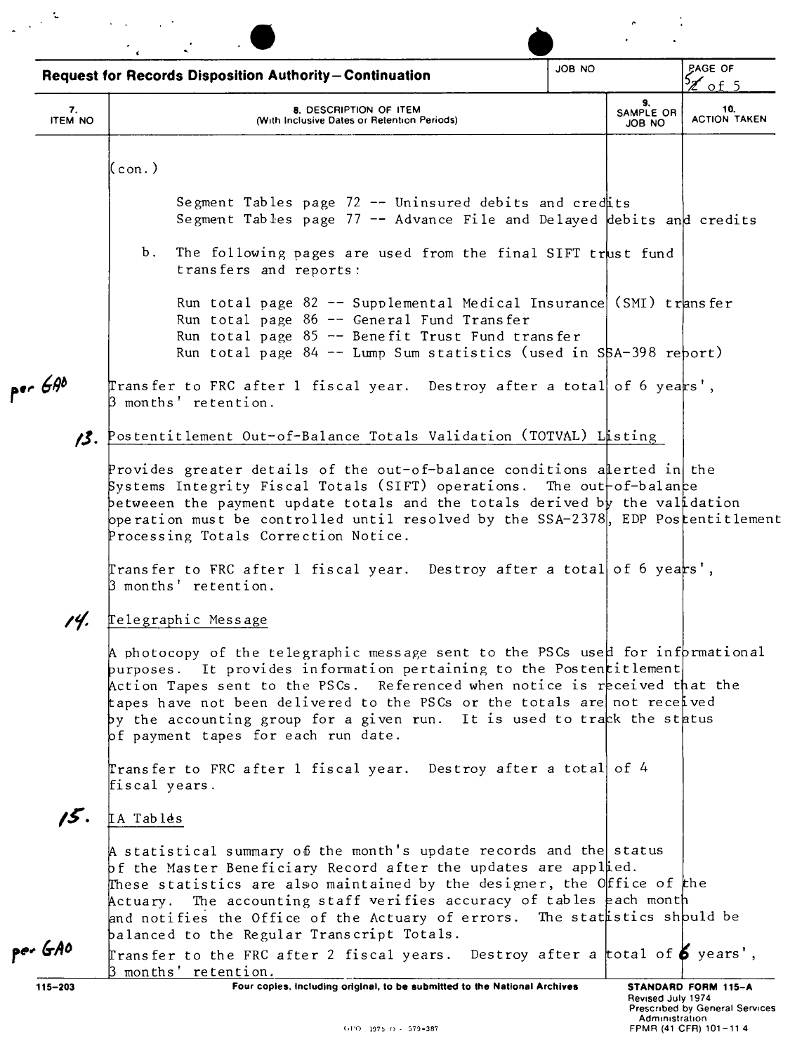**Request for Records Disposition Authority—Continuation**

| 7. ITEM NO | 8. DESCRIPTION OF ITEM (With Inclusive Dates or Retention Periods) | 9. SAMPLE OR JOB NO | 10. ACTION TAKEN |
|---|---|---|---|
| | (con.) | | |
| | Segment Tables page 72 -- Uninsured debits and credits | | |
| | Segment Tables page 77 -- Advance File and Delayed debits and credits | | |
| | b. The following pages are used from the final SIFT trust fund transfers and reports: | | |
| | Run total page 82 -- Supplemental Medical Insurance (SMI) transfer | | |
| | Run total page 86 -- General Fund Transfer | | |
| | Run total page 85 -- Benefit Trust Fund transfer | | |
| | Run total page 84 -- Lump Sum statistics (used in SSA-398 report) | | |
| per GAO | Transfer to FRC after 1 fiscal year. Destroy after a total of 6 years', 3 months' retention. | | |
| 13. | Postentitlement Out-of-Balance Totals Validation (TOTVAL) Listing | | |
| | Provides greater details of the out-of-balance conditions alerted in the Systems Integrity Fiscal Totals (SIFT) operations. The out-of-balance betweeen the payment update totals and the totals derived by the validation operation must be controlled until resolved by the SSA-2378, EDP Postentitlement Processing Totals Correction Notice. | | |
| | Transfer to FRC after 1 fiscal year. Destroy after a total of 6 years', 3 months' retention. | | |
| 14. | Telegraphic Message | | |
| | A photocopy of the telegraphic message sent to the PSCs used for informational purposes. It provides information pertaining to the Postentitlement Action Tapes sent to the PSCs. Referenced when notice is received that the tapes have not been delivered to the PSCs or the totals are not received by the accounting group for a given run. It is used to track the status of payment tapes for each run date. | | |
| | Transfer to FRC after 1 fiscal year. Destroy after a total of 4 fiscal years. | | |
| 15. | IA Tables | | |
| | A statistical summary of the month's update records and the status of the Master Beneficiary Record after the updates are applied. These statistics are also maintained by the designer, the Office of the Actuary. The accounting staff verifies accuracy of tables each month and notifies the Office of the Actuary of errors. The statistics should be balanced to the Regular Transcript Totals. | | |
| per GAO | Transfer to the FRC after 2 fiscal years. Destroy after a total of 6 years', 3 months' retention. | | |

115-203 Four copies, including original, to be submitted to the National Archives

STANDARD FORM 115-A
Revised July 1974
Prescribed by General Services Administration
FPMR (41 CFR) 101-11 4